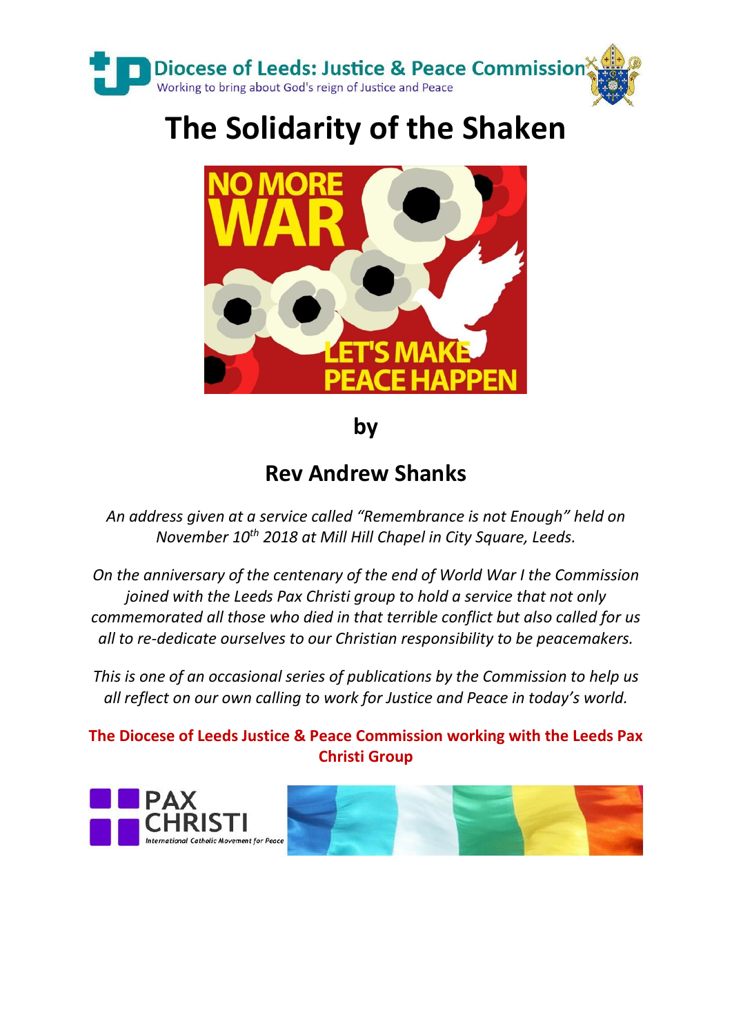Diocese of Leeds: Justice & Peace Commission

Working to bring about God's reign of Justice and Peace

# The Solidarity of the Shaken

NO MORE WAR

LET'S MAKE PEACE HAPPEN

**by**

## Rev Andrew Shanks

*An address given at a service called "Remembrance is not Enough" held on November 10th 2018 at Mill Hill Chapel in City Square, Leeds.*

*On the anniversary of the centenary of the end of World War I the Commission joined with the Leeds Pax Christi group to hold a service that not only commemorated all those who died in that terrible conflict but also called for us all to re-dedicate ourselves to our Christian responsibility to be peacemakers.*

*This is one of an occasional series of publications by the Commission to help us all reflect on our own calling to work for Justice and Peace in today's world.*

**The Diocese of Leeds Justice & Peace Commission working with the Leeds Pax Christi Group**

PAX CHRISTI

International Catholic Movement for Peace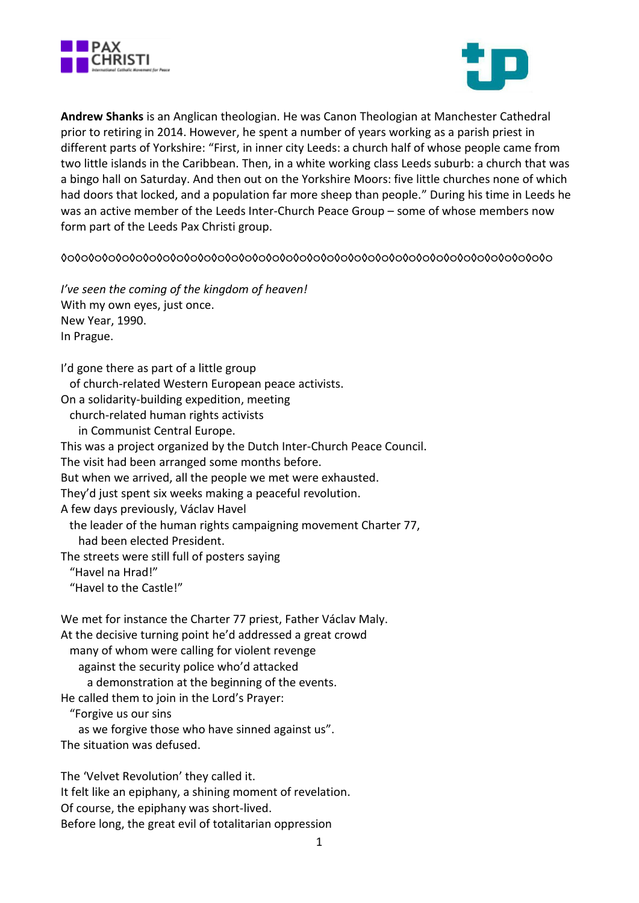**Andrew Shanks** is an Anglican theologian. He was Canon Theologian at Manchester Cathedral prior to retiring in 2014. However, he spent a number of years working as a parish priest in different parts of Yorkshire: "First, in inner city Leeds: a church half of whose people came from two little islands in the Caribbean. Then, in a white working class Leeds suburb: a church that was a bingo hall on Saturday. And then out on the Yorkshire Moors: five little churches none of which had doors that locked, and a population far more sheep than people." During his time in Leeds he was an active member of the Leeds Inter-Church Peace Group – some of whose members now form part of the Leeds Pax Christi group.

◊o◊o◊o◊o◊o◊o◊o◊o◊o◊o◊o◊o◊o◊o◊o◊o◊o◊o◊o◊o◊o◊o◊o◊o◊o◊o◊o◊o◊o◊o◊o◊o◊o◊o◊o◊o◊o◊o

*I've seen the coming of the kingdom of heaven!*
With my own eyes, just once.
New Year, 1990.
In Prague.

I'd gone there as part of a little group
  of church-related Western European peace activists.
On a solidarity-building expedition, meeting
  church-related human rights activists
    in Communist Central Europe.
This was a project organized by the Dutch Inter-Church Peace Council.
The visit had been arranged some months before.
But when we arrived, all the people we met were exhausted.
They'd just spent six weeks making a peaceful revolution.
A few days previously, Václav Havel
  the leader of the human rights campaigning movement Charter 77,
    had been elected President.
The streets were still full of posters saying
  "Havel na Hrad!"
  "Havel to the Castle!"

We met for instance the Charter 77 priest, Father Václav Maly.
At the decisive turning point he'd addressed a great crowd
  many of whom were calling for violent revenge
    against the security police who'd attacked
      a demonstration at the beginning of the events.
He called them to join in the Lord's Prayer:
  "Forgive us our sins
    as we forgive those who have sinned against us".
The situation was defused.

The 'Velvet Revolution' they called it.
It felt like an epiphany, a shining moment of revelation.
Of course, the epiphany was short-lived.
Before long, the great evil of totalitarian oppression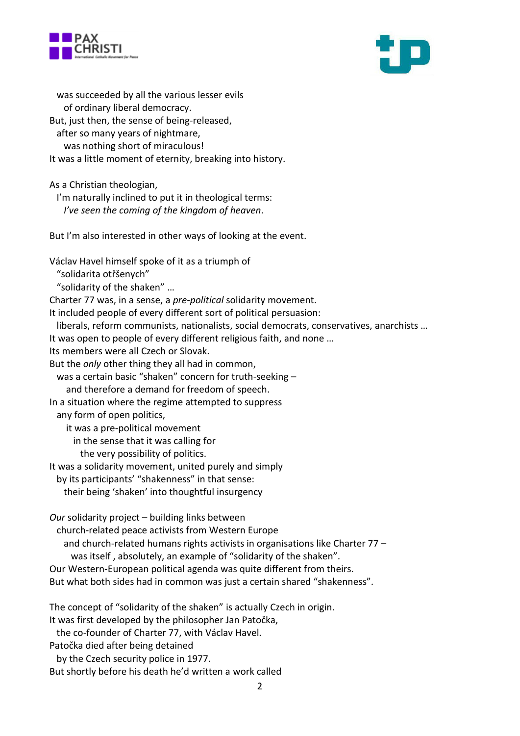was succeeded by all the various lesser evils
of ordinary liberal democracy.
But, just then, the sense of being-released,
after so many years of nightmare,
was nothing short of miraculous!
It was a little moment of eternity, breaking into history.

As a Christian theologian,
I'm naturally inclined to put it in theological terms:
*I've seen the coming of the kingdom of heaven*.

But I'm also interested in other ways of looking at the event.

Václav Havel himself spoke of it as a triumph of
"solidarita otřšenych"
"solidarity of the shaken" …
Charter 77 was, in a sense, a *pre-political* solidarity movement.
It included people of every different sort of political persuasion:
liberals, reform communists, nationalists, social democrats, conservatives, anarchists …
It was open to people of every different religious faith, and none …
Its members were all Czech or Slovak.
But the *only* other thing they all had in common,
was a certain basic "shaken" concern for truth-seeking –
and therefore a demand for freedom of speech.
In a situation where the regime attempted to suppress
any form of open politics,
it was a pre-political movement
in the sense that it was calling for
the very possibility of politics.
It was a solidarity movement, united purely and simply
by its participants' "shakenness" in that sense:
their being 'shaken' into thoughtful insurgency

*Our* solidarity project – building links between
church-related peace activists from Western Europe
and church-related humans rights activists in organisations like Charter 77 –
was itself , absolutely, an example of "solidarity of the shaken".
Our Western-European political agenda was quite different from theirs.
But what both sides had in common was just a certain shared "shakenness".

The concept of "solidarity of the shaken" is actually Czech in origin.
It was first developed by the philosopher Jan Patočka,
the co-founder of Charter 77, with Václav Havel.
Patočka died after being detained
by the Czech security police in 1977.
But shortly before his death he'd written a work called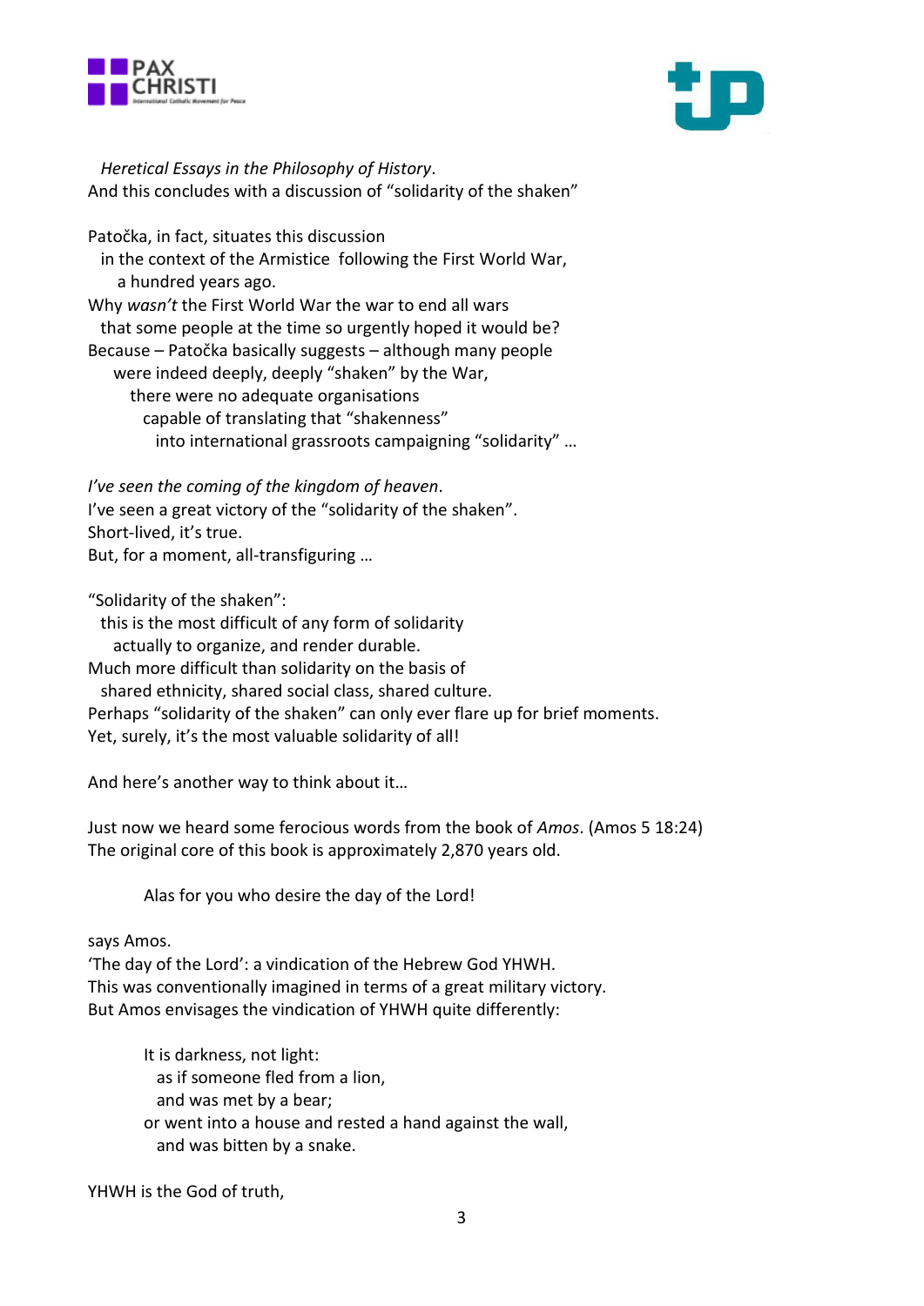*Heretical Essays in the Philosophy of History*.
And this concludes with a discussion of "solidarity of the shaken"

Patočka, in fact, situates this discussion
in the context of the Armistice following the First World War,
a hundred years ago.
Why *wasn't* the First World War the war to end all wars
that some people at the time so urgently hoped it would be?
Because – Patočka basically suggests – although many people
were indeed deeply, deeply "shaken" by the War,
there were no adequate organisations
capable of translating that "shakenness"
into international grassroots campaigning "solidarity" …

*I've seen the coming of the kingdom of heaven*.
I've seen a great victory of the "solidarity of the shaken".
Short-lived, it's true.
But, for a moment, all-transfiguring …

"Solidarity of the shaken":
this is the most difficult of any form of solidarity
actually to organize, and render durable.
Much more difficult than solidarity on the basis of
shared ethnicity, shared social class, shared culture.
Perhaps "solidarity of the shaken" can only ever flare up for brief moments.
Yet, surely, it's the most valuable solidarity of all!

And here's another way to think about it…

Just now we heard some ferocious words from the book of *Amos*. (Amos 5 18:24)
The original core of this book is approximately 2,870 years old.

> Alas for you who desire the day of the Lord!

says Amos.
'The day of the Lord': a vindication of the Hebrew God YHWH.
This was conventionally imagined in terms of a great military victory.
But Amos envisages the vindication of YHWH quite differently:

> It is darkness, not light:
> as if someone fled from a lion,
> and was met by a bear;
> or went into a house and rested a hand against the wall,
> and was bitten by a snake.

YHWH is the God of truth,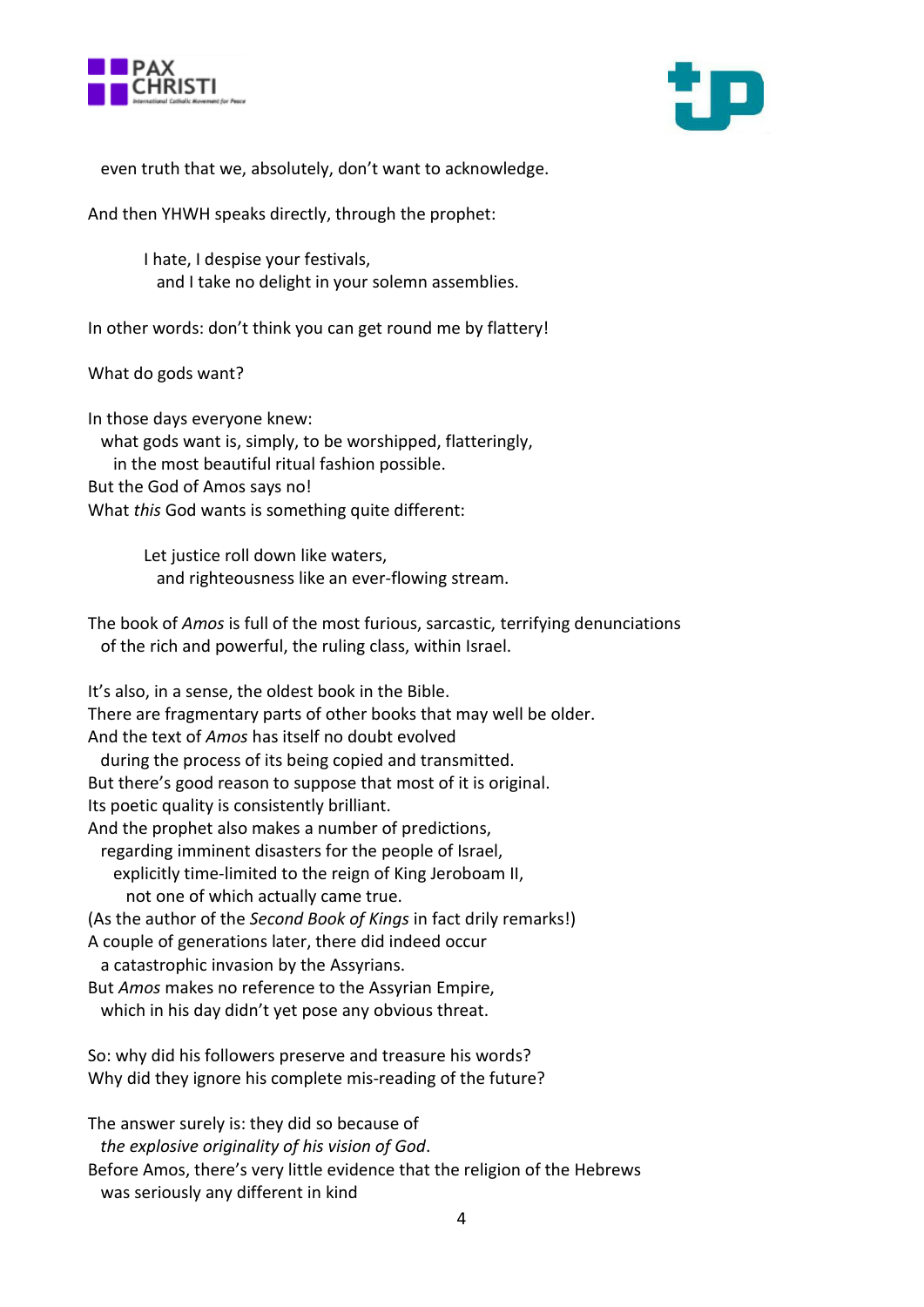even truth that we, absolutely, don't want to acknowledge.

And then YHWH speaks directly, through the prophet:

> I hate, I despise your festivals,
> and I take no delight in your solemn assemblies.

In other words: don't think you can get round me by flattery!

What do gods want?

In those days everyone knew:
what gods want is, simply, to be worshipped, flatteringly,
in the most beautiful ritual fashion possible.
But the God of Amos says no!
What *this* God wants is something quite different:

> Let justice roll down like waters,
> and righteousness like an ever-flowing stream.

The book of *Amos* is full of the most furious, sarcastic, terrifying denunciations
of the rich and powerful, the ruling class, within Israel.

It's also, in a sense, the oldest book in the Bible.
There are fragmentary parts of other books that may well be older.
And the text of *Amos* has itself no doubt evolved
during the process of its being copied and transmitted.
But there's good reason to suppose that most of it is original.
Its poetic quality is consistently brilliant.
And the prophet also makes a number of predictions,
regarding imminent disasters for the people of Israel,
explicitly time-limited to the reign of King Jeroboam II,
not one of which actually came true.
(As the author of the *Second Book of Kings* in fact drily remarks!)
A couple of generations later, there did indeed occur
a catastrophic invasion by the Assyrians.
But *Amos* makes no reference to the Assyrian Empire,
which in his day didn't yet pose any obvious threat.

So: why did his followers preserve and treasure his words?
Why did they ignore his complete mis-reading of the future?

The answer surely is: they did so because of
*the explosive originality of his vision of God*.
Before Amos, there's very little evidence that the religion of the Hebrews
was seriously any different in kind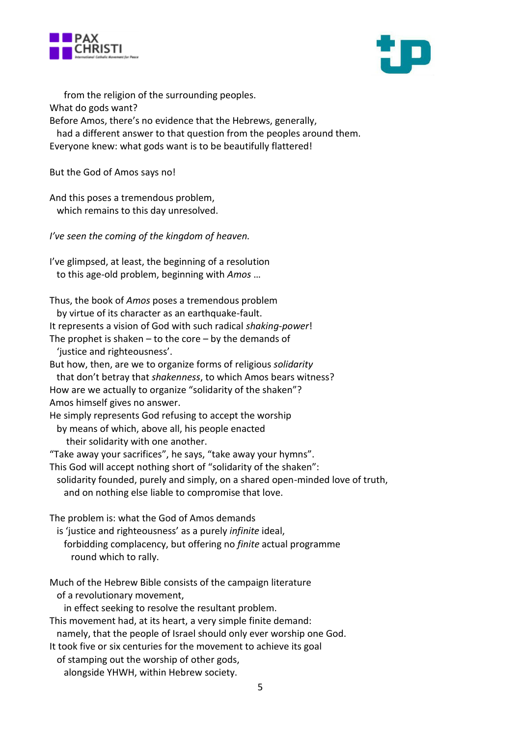from the religion of the surrounding peoples.
What do gods want?
Before Amos, there's no evidence that the Hebrews, generally,
had a different answer to that question from the peoples around them.
Everyone knew: what gods want is to be beautifully flattered!

But the God of Amos says no!

And this poses a tremendous problem,
which remains to this day unresolved.

*I've seen the coming of the kingdom of heaven.*

I've glimpsed, at least, the beginning of a resolution
to this age-old problem, beginning with *Amos* …

Thus, the book of *Amos* poses a tremendous problem
by virtue of its character as an earthquake-fault.
It represents a vision of God with such radical *shaking-power*!
The prophet is shaken – to the core – by the demands of
'justice and righteousness'.
But how, then, are we to organize forms of religious *solidarity*
that don't betray that *shakenness*, to which Amos bears witness?
How are we actually to organize "solidarity of the shaken"?
Amos himself gives no answer.
He simply represents God refusing to accept the worship
by means of which, above all, his people enacted
their solidarity with one another.
"Take away your sacrifices", he says, "take away your hymns".
This God will accept nothing short of "solidarity of the shaken":
solidarity founded, purely and simply, on a shared open-minded love of truth,
and on nothing else liable to compromise that love.

The problem is: what the God of Amos demands
is 'justice and righteousness' as a purely *infinite* ideal,
forbidding complacency, but offering no *finite* actual programme
round which to rally.

Much of the Hebrew Bible consists of the campaign literature
of a revolutionary movement,
in effect seeking to resolve the resultant problem.
This movement had, at its heart, a very simple finite demand:
namely, that the people of Israel should only ever worship one God.
It took five or six centuries for the movement to achieve its goal
of stamping out the worship of other gods,
alongside YHWH, within Hebrew society.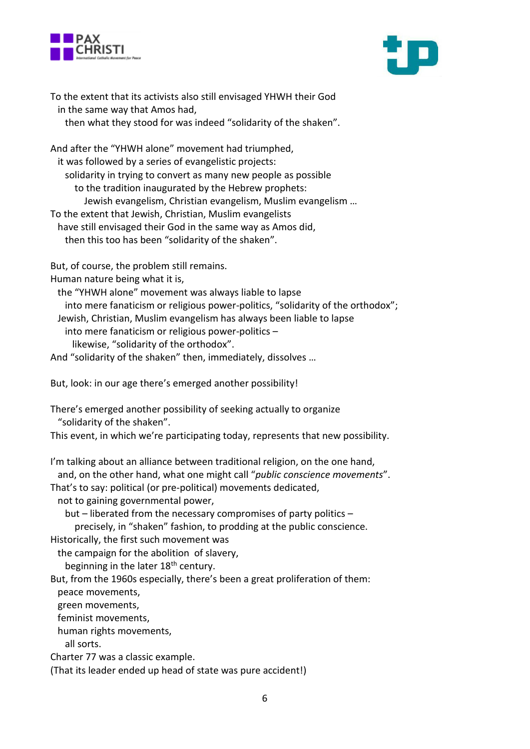To the extent that its activists also still envisaged YHWH their God
in the same way that Amos had,
then what they stood for was indeed “solidarity of the shaken”.

And after the “YHWH alone” movement had triumphed,
it was followed by a series of evangelistic projects:
solidarity in trying to convert as many new people as possible
to the tradition inaugurated by the Hebrew prophets:
Jewish evangelism, Christian evangelism, Muslim evangelism …
To the extent that Jewish, Christian, Muslim evangelists
have still envisaged their God in the same way as Amos did,
then this too has been “solidarity of the shaken”.

But, of course, the problem still remains.
Human nature being what it is,
the “YHWH alone” movement was always liable to lapse
into mere fanaticism or religious power-politics, “solidarity of the orthodox”;
Jewish, Christian, Muslim evangelism has always been liable to lapse
into mere fanaticism or religious power-politics –
likewise, “solidarity of the orthodox”.
And “solidarity of the shaken” then, immediately, dissolves …

But, look: in our age there’s emerged another possibility!

There’s emerged another possibility of seeking actually to organize
“solidarity of the shaken”.
This event, in which we’re participating today, represents that new possibility.

I’m talking about an alliance between traditional religion, on the one hand,
and, on the other hand, what one might call “*public conscience movements*”.
That’s to say: political (or pre-political) movements dedicated,
not to gaining governmental power,
but – liberated from the necessary compromises of party politics –
precisely, in “shaken” fashion, to prodding at the public conscience.
Historically, the first such movement was
the campaign for the abolition of slavery,
beginning in the later 18th century.
But, from the 1960s especially, there’s been a great proliferation of them:
peace movements,
green movements,
feminist movements,
human rights movements,
all sorts.
Charter 77 was a classic example.
(That its leader ended up head of state was pure accident!)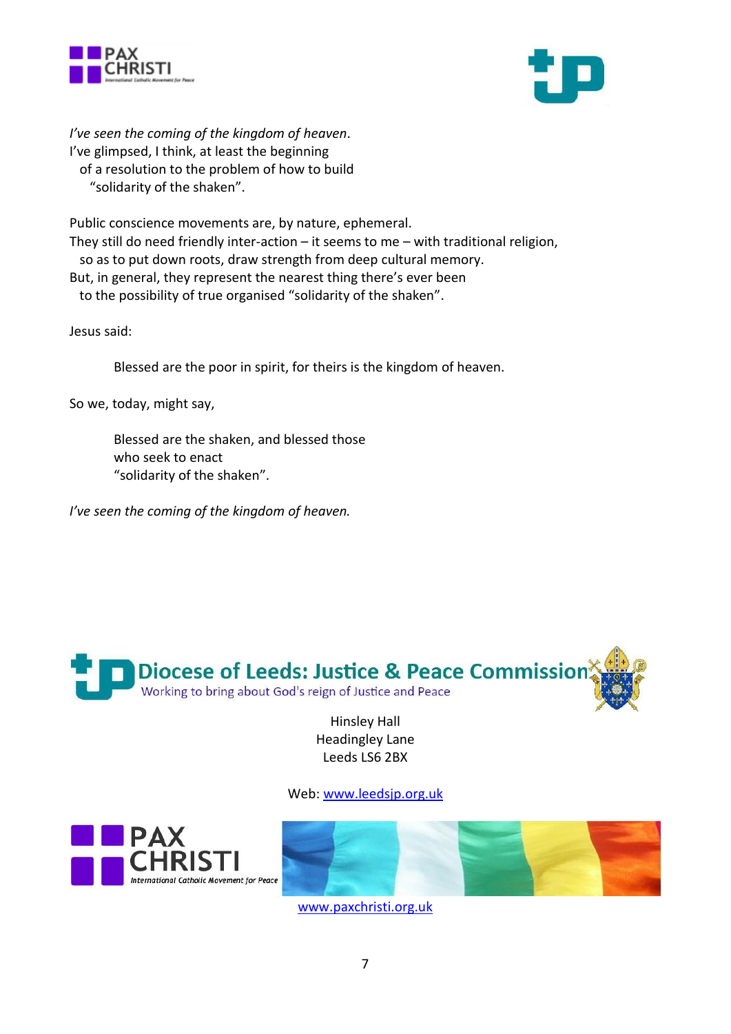*I've seen the coming of the kingdom of heaven*.
I've glimpsed, I think, at least the beginning
of a resolution to the problem of how to build
"solidarity of the shaken".

Public conscience movements are, by nature, ephemeral.
They still do need friendly inter-action – it seems to me – with traditional religion,
so as to put down roots, draw strength from deep cultural memory.
But, in general, they represent the nearest thing there's ever been
to the possibility of true organised "solidarity of the shaken".

Jesus said:

> Blessed are the poor in spirit, for theirs is the kingdom of heaven.

So we, today, might say,

> Blessed are the shaken, and blessed those
> who seek to enact
> "solidarity of the shaken".

*I've seen the coming of the kingdom of heaven.*

**Diocese of Leeds: Justice & Peace Commission**
Working to bring about God's reign of Justice and Peace

Hinsley Hall
Headingley Lane
Leeds LS6 2BX

Web: www.leedsjp.org.uk

PAX CHRISTI
International Catholic Movement for Peace

www.paxchristi.org.uk